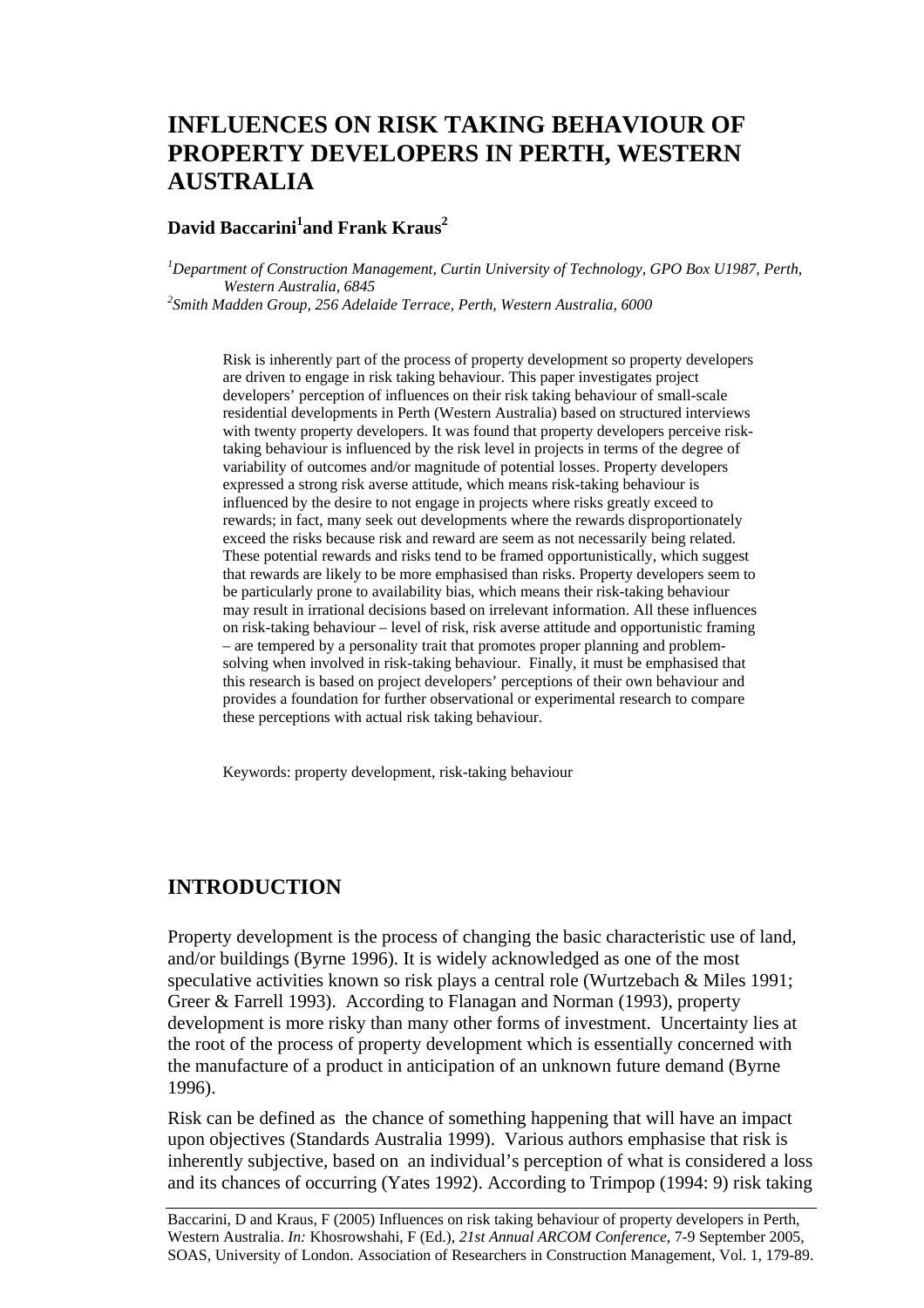# INFLUENCES ON RISK TAKING BEHAVIOUR OF PROPERTY DEVELOPERS IN PERTH, WESTERN AUSTRALIA

**David Baccarini[1] and Frank Kraus[2]**

*[1]Department of Construction Management, Curtin University of Technology, GPO Box U1987, Perth, Western Australia, 6845*

*[2]Smith Madden Group, 256 Adelaide Terrace, Perth, Western Australia, 6000*

Risk is inherently part of the process of property development so property developers are driven to engage in risk taking behaviour. This paper investigates project developers' perception of influences on their risk taking behaviour of small-scale residential developments in Perth (Western Australia) based on structured interviews with twenty property developers. It was found that property developers perceive risk-taking behaviour is influenced by the risk level in projects in terms of the degree of variability of outcomes and/or magnitude of potential losses. Property developers expressed a strong risk averse attitude, which means risk-taking behaviour is influenced by the desire to not engage in projects where risks greatly exceed to rewards; in fact, many seek out developments where the rewards disproportionately exceed the risks because risk and reward are seem as not necessarily being related. These potential rewards and risks tend to be framed opportunistically, which suggest that rewards are likely to be more emphasised than risks. Property developers seem to be particularly prone to availability bias, which means their risk-taking behaviour may result in irrational decisions based on irrelevant information. All these influences on risk-taking behaviour – level of risk, risk averse attitude and opportunistic framing – are tempered by a personality trait that promotes proper planning and problem-solving when involved in risk-taking behaviour. Finally, it must be emphasised that this research is based on project developers' perceptions of their own behaviour and provides a foundation for further observational or experimental research to compare these perceptions with actual risk taking behaviour.

Keywords: property development, risk-taking behaviour

## INTRODUCTION

Property development is the process of changing the basic characteristic use of land, and/or buildings (Byrne 1996). It is widely acknowledged as one of the most speculative activities known so risk plays a central role (Wurtzebach & Miles 1991; Greer & Farrell 1993). According to Flanagan and Norman (1993), property development is more risky than many other forms of investment. Uncertainty lies at the root of the process of property development which is essentially concerned with the manufacture of a product in anticipation of an unknown future demand (Byrne 1996).

Risk can be defined as the chance of something happening that will have an impact upon objectives (Standards Australia 1999). Various authors emphasise that risk is inherently subjective, based on an individual's perception of what is considered a loss and its chances of occurring (Yates 1992). According to Trimpop (1994: 9) risk taking

Baccarini, D and Kraus, F (2005) Influences on risk taking behaviour of property developers in Perth, Western Australia. *In:* Khosrowshahi, F (Ed.), *21st Annual ARCOM Conference*, 7-9 September 2005, SOAS, University of London. Association of Researchers in Construction Management, Vol. 1, 179-89.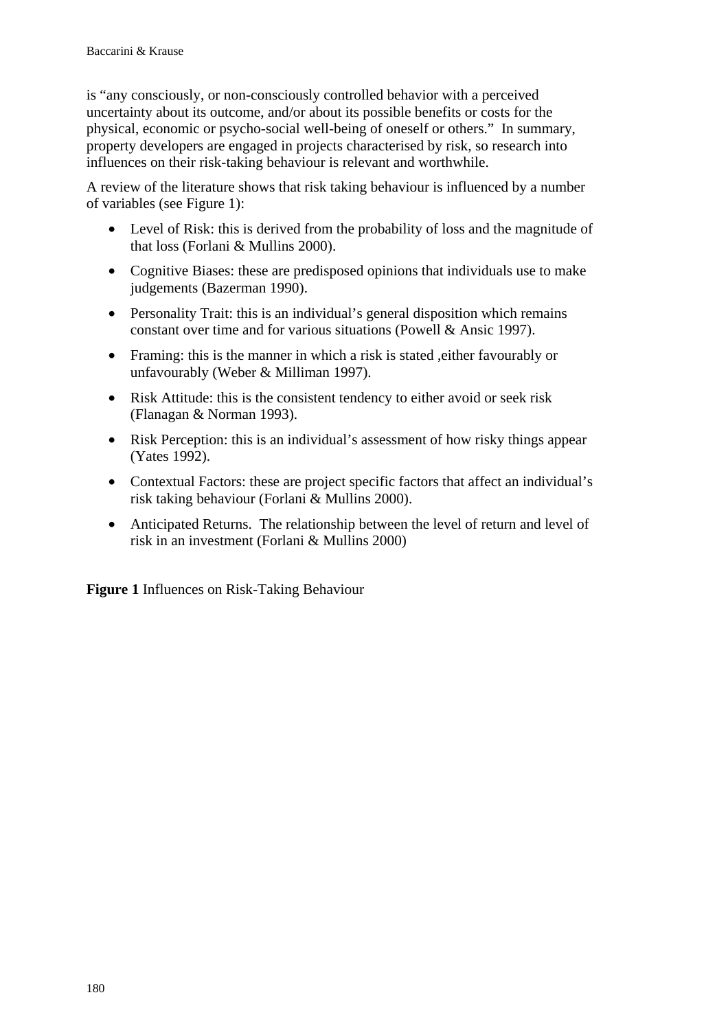is “any consciously, or non-consciously controlled behavior with a perceived uncertainty about its outcome, and/or about its possible benefits or costs for the physical, economic or psycho-social well-being of oneself or others.” In summary, property developers are engaged in projects characterised by risk, so research into influences on their risk-taking behaviour is relevant and worthwhile.

A review of the literature shows that risk taking behaviour is influenced by a number of variables (see Figure 1):

- Level of Risk: this is derived from the probability of loss and the magnitude of that loss (Forlani & Mullins 2000).
- Cognitive Biases: these are predisposed opinions that individuals use to make judgements (Bazerman 1990).
- Personality Trait: this is an individual’s general disposition which remains constant over time and for various situations (Powell & Ansic 1997).
- Framing: this is the manner in which a risk is stated ,either favourably or unfavourably (Weber & Milliman 1997).
- Risk Attitude: this is the consistent tendency to either avoid or seek risk (Flanagan & Norman 1993).
- Risk Perception: this is an individual’s assessment of how risky things appear (Yates 1992).
- Contextual Factors: these are project specific factors that affect an individual’s risk taking behaviour (Forlani & Mullins 2000).
- Anticipated Returns. The relationship between the level of return and level of risk in an investment (Forlani & Mullins 2000)

**Figure 1** Influences on Risk-Taking Behaviour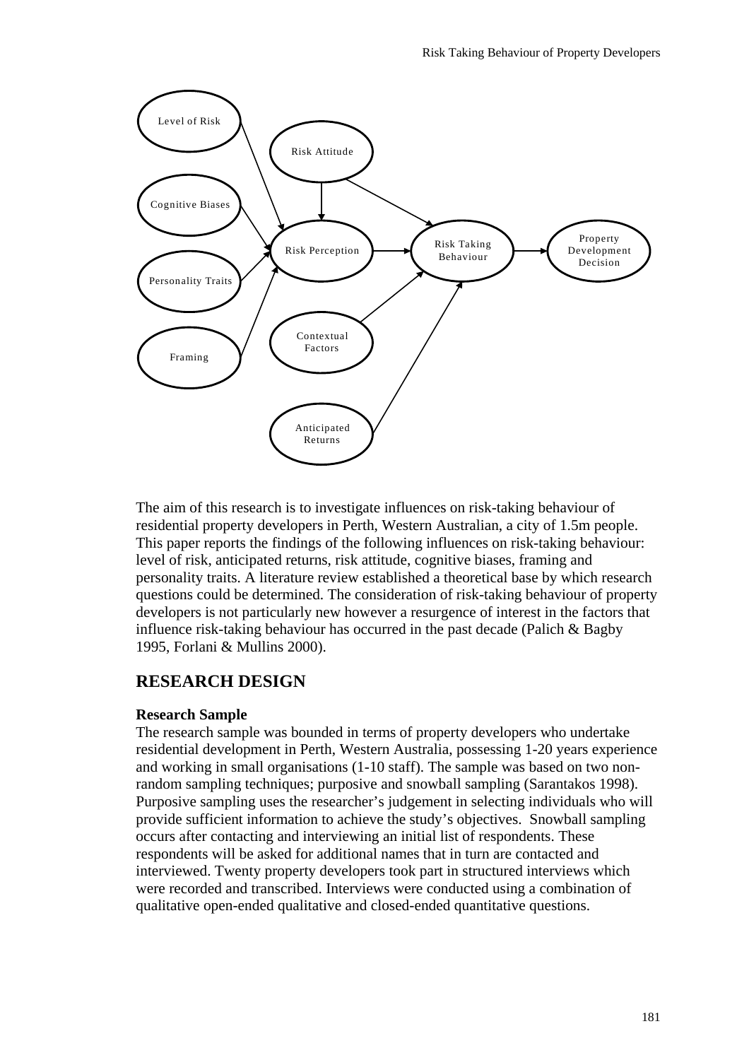The aim of this research is to investigate influences on risk-taking behaviour of residential property developers in Perth, Western Australian, a city of 1.5m people. This paper reports the findings of the following influences on risk-taking behaviour: level of risk, anticipated returns, risk attitude, cognitive biases, framing and personality traits. A literature review established a theoretical base by which research questions could be determined. The consideration of risk-taking behaviour of property developers is not particularly new however a resurgence of interest in the factors that influence risk-taking behaviour has occurred in the past decade (Palich & Bagby 1995, Forlani & Mullins 2000).

## RESEARCH DESIGN

### Research Sample

The research sample was bounded in terms of property developers who undertake residential development in Perth, Western Australia, possessing 1-20 years experience and working in small organisations (1-10 staff). The sample was based on two non-random sampling techniques; purposive and snowball sampling (Sarantakos 1998). Purposive sampling uses the researcher's judgement in selecting individuals who will provide sufficient information to achieve the study's objectives. Snowball sampling occurs after contacting and interviewing an initial list of respondents. These respondents will be asked for additional names that in turn are contacted and interviewed. Twenty property developers took part in structured interviews which were recorded and transcribed. Interviews were conducted using a combination of qualitative open-ended qualitative and closed-ended quantitative questions.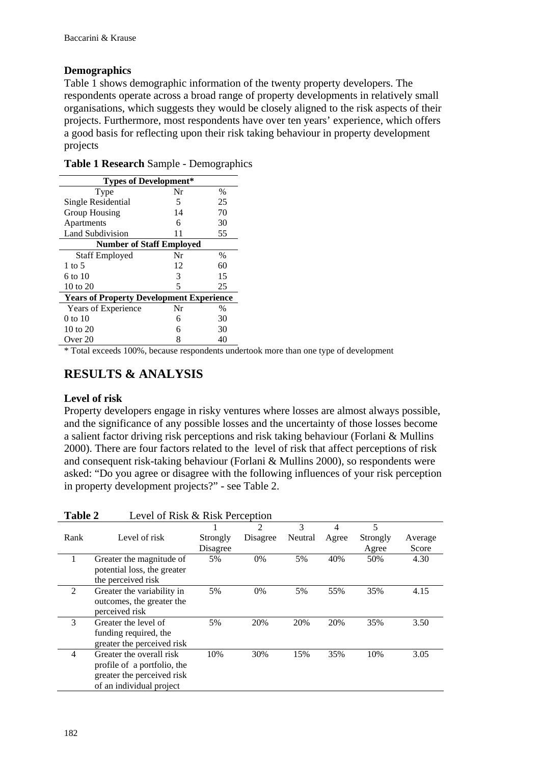### Demographics

Table 1 shows demographic information of the twenty property developers. The respondents operate across a broad range of property developments in relatively small organisations, which suggests they would be closely aligned to the risk aspects of their projects. Furthermore, most respondents have over ten years' experience, which offers a good basis for reflecting upon their risk taking behaviour in property development projects

**Table 1 Research** Sample - Demographics

| **Types of Development*** | | |
|---|---|---|
| Type | Nr | % |
| Single Residential | 5 | 25 |
| Group Housing | 14 | 70 |
| Apartments | 6 | 30 |
| Land Subdivision | 11 | 55 |
| **Number of Staff Employed** | | |
| Staff Employed | Nr | % |
| 1 to 5 | 12 | 60 |
| 6 to 10 | 3 | 15 |
| 10 to 20 | 5 | 25 |
| **Years of Property Development Experience** | | |
| Years of Experience | Nr | % |
| 0 to 10 | 6 | 30 |
| 10 to 20 | 6 | 30 |
| Over 20 | 8 | 40 |

* Total exceeds 100%, because respondents undertook more than one type of development

## RESULTS & ANALYSIS

### Level of risk

Property developers engage in risky ventures where losses are almost always possible, and the significance of any possible losses and the uncertainty of those losses become a salient factor driving risk perceptions and risk taking behaviour (Forlani & Mullins 2000). There are four factors related to the level of risk that affect perceptions of risk and consequent risk-taking behaviour (Forlani & Mullins 2000), so respondents were asked: "Do you agree or disagree with the following influences of your risk perception in property development projects?" - see Table 2.

**Table 2** Level of Risk & Risk Perception

| Rank | Level of risk | 1 Strongly Disagree | 2 Disagree | 3 Neutral | 4 Agree | 5 Strongly Agree | Average Score |
|---|---|---|---|---|---|---|---|
| 1 | Greater the magnitude of potential loss, the greater the perceived risk | 5% | 0% | 5% | 40% | 50% | 4.30 |
| 2 | Greater the variability in outcomes, the greater the perceived risk | 5% | 0% | 5% | 55% | 35% | 4.15 |
| 3 | Greater the level of funding required, the greater the perceived risk | 5% | 20% | 20% | 20% | 35% | 3.50 |
| 4 | Greater the overall risk profile of a portfolio, the greater the perceived risk of an individual project | 10% | 30% | 15% | 35% | 10% | 3.05 |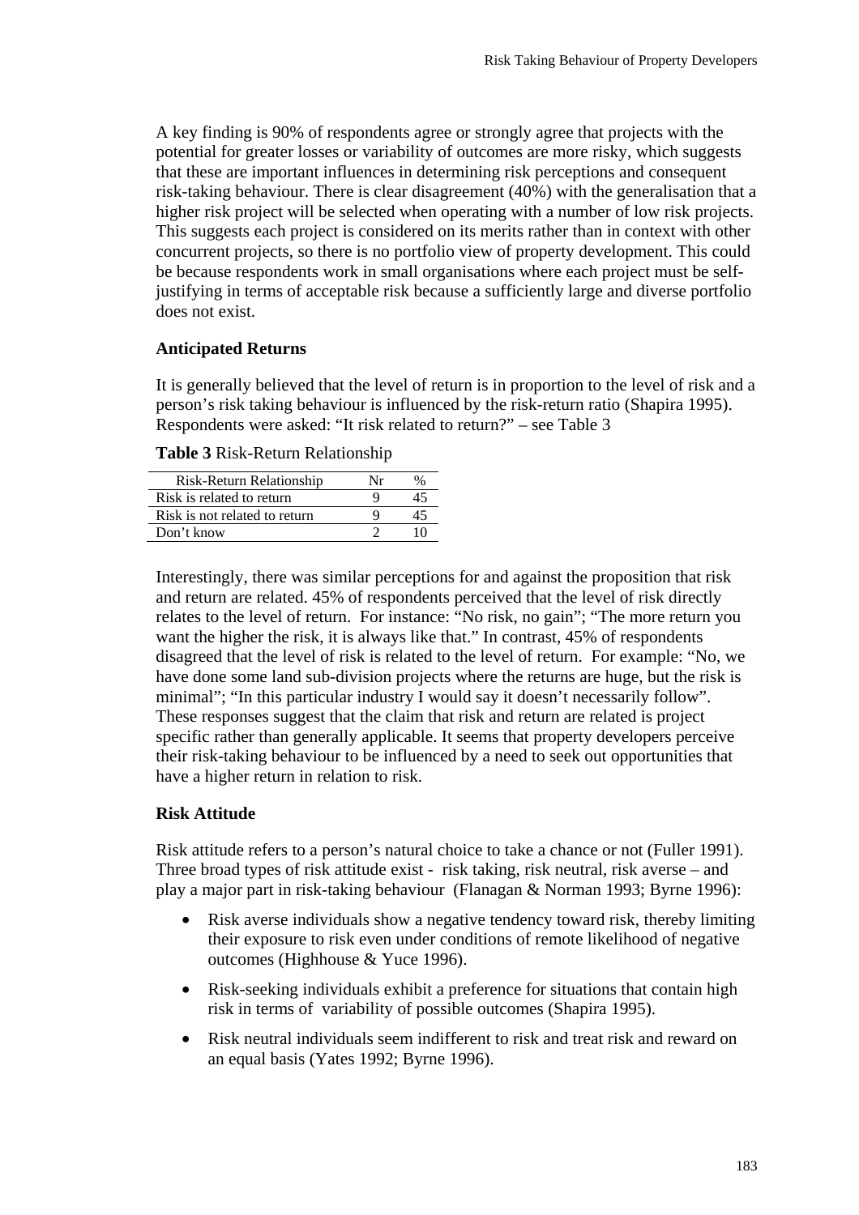A key finding is 90% of respondents agree or strongly agree that projects with the potential for greater losses or variability of outcomes are more risky, which suggests that these are important influences in determining risk perceptions and consequent risk-taking behaviour. There is clear disagreement (40%) with the generalisation that a higher risk project will be selected when operating with a number of low risk projects. This suggests each project is considered on its merits rather than in context with other concurrent projects, so there is no portfolio view of property development. This could be because respondents work in small organisations where each project must be self-justifying in terms of acceptable risk because a sufficiently large and diverse portfolio does not exist.

### Anticipated Returns

It is generally believed that the level of return is in proportion to the level of risk and a person's risk taking behaviour is influenced by the risk-return ratio (Shapira 1995). Respondents were asked: "It risk related to return?" – see Table 3

**Table 3** Risk-Return Relationship

| Risk-Return Relationship | Nr | % |
|---|---|---|
| Risk is related to return | 9 | 45 |
| Risk is not related to return | 9 | 45 |
| Don't know | 2 | 10 |

Interestingly, there was similar perceptions for and against the proposition that risk and return are related. 45% of respondents perceived that the level of risk directly relates to the level of return. For instance: "No risk, no gain"; "The more return you want the higher the risk, it is always like that." In contrast, 45% of respondents disagreed that the level of risk is related to the level of return. For example: "No, we have done some land sub-division projects where the returns are huge, but the risk is minimal"; "In this particular industry I would say it doesn't necessarily follow". These responses suggest that the claim that risk and return are related is project specific rather than generally applicable. It seems that property developers perceive their risk-taking behaviour to be influenced by a need to seek out opportunities that have a higher return in relation to risk.

### Risk Attitude

Risk attitude refers to a person's natural choice to take a chance or not (Fuller 1991). Three broad types of risk attitude exist - risk taking, risk neutral, risk averse – and play a major part in risk-taking behaviour (Flanagan & Norman 1993; Byrne 1996):

- Risk averse individuals show a negative tendency toward risk, thereby limiting their exposure to risk even under conditions of remote likelihood of negative outcomes (Highhouse & Yuce 1996).
- Risk-seeking individuals exhibit a preference for situations that contain high risk in terms of variability of possible outcomes (Shapira 1995).
- Risk neutral individuals seem indifferent to risk and treat risk and reward on an equal basis (Yates 1992; Byrne 1996).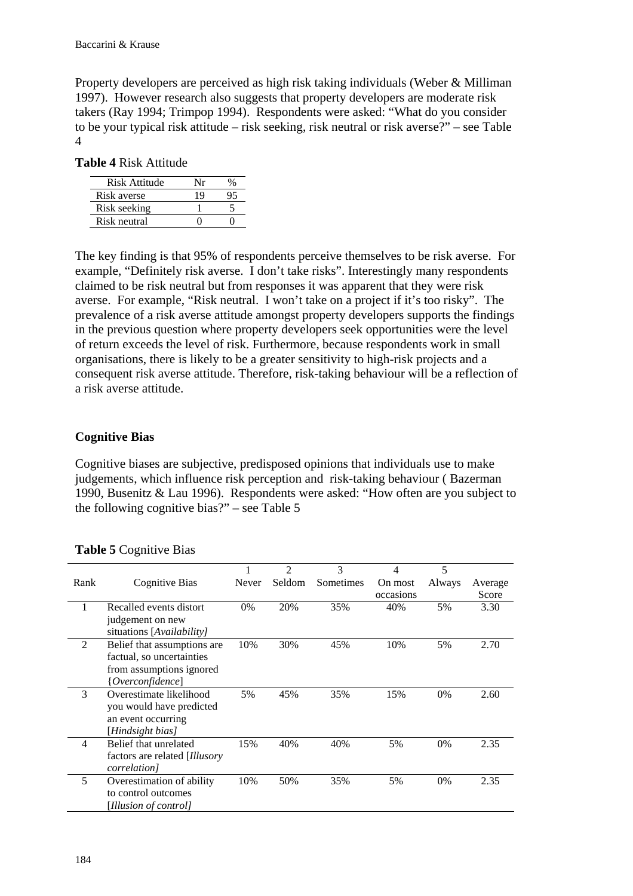Property developers are perceived as high risk taking individuals (Weber & Milliman 1997). However research also suggests that property developers are moderate risk takers (Ray 1994; Trimpop 1994). Respondents were asked: "What do you consider to be your typical risk attitude – risk seeking, risk neutral or risk averse?" – see Table 4

**Table 4** Risk Attitude

| Risk Attitude | Nr | % |
|---|---|---|
| Risk averse | 19 | 95 |
| Risk seeking | 1 | 5 |
| Risk neutral | 0 | 0 |

The key finding is that 95% of respondents perceive themselves to be risk averse. For example, "Definitely risk averse. I don't take risks". Interestingly many respondents claimed to be risk neutral but from responses it was apparent that they were risk averse. For example, "Risk neutral. I won't take on a project if it's too risky". The prevalence of a risk averse attitude amongst property developers supports the findings in the previous question where property developers seek opportunities were the level of return exceeds the level of risk. Furthermore, because respondents work in small organisations, there is likely to be a greater sensitivity to high-risk projects and a consequent risk averse attitude. Therefore, risk-taking behaviour will be a reflection of a risk averse attitude.

## Cognitive Bias

Cognitive biases are subjective, predisposed opinions that individuals use to make judgements, which influence risk perception and risk-taking behaviour ( Bazerman 1990, Busenitz & Lau 1996). Respondents were asked: "How often are you subject to the following cognitive bias?" – see Table 5

**Table 5** Cognitive Bias

| Rank | Cognitive Bias | 1 Never | 2 Seldom | 3 Sometimes | 4 On most occasions | 5 Always | Average Score |
|---|---|---|---|---|---|---|---|
| 1 | Recalled events distort judgement on new situations [*Availability]* | 0% | 20% | 35% | 40% | 5% | 3.30 |
| 2 | Belief that assumptions are factual, so uncertainties from assumptions ignored {*Overconfidence*] | 10% | 30% | 45% | 10% | 5% | 2.70 |
| 3 | Overestimate likelihood you would have predicted an event occurring [*Hindsight bias]* | 5% | 45% | 35% | 15% | 0% | 2.60 |
| 4 | Belief that unrelated factors are related [*Illusory correlation]* | 15% | 40% | 40% | 5% | 0% | 2.35 |
| 5 | Overestimation of ability to control outcomes [*Illusion of control]* | 10% | 50% | 35% | 5% | 0% | 2.35 |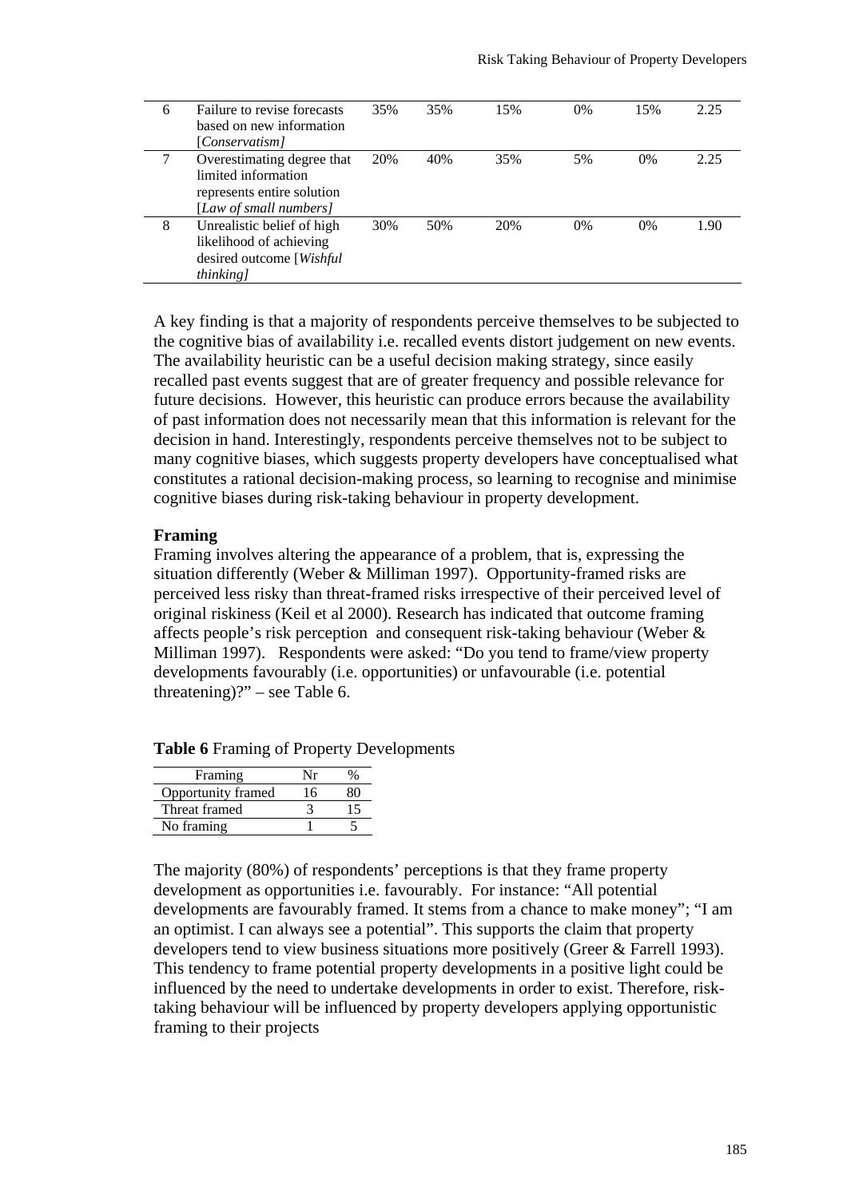| 6 | Failure to revise forecasts based on new information [*Conservatism]* | 35% | 35% | 15% | 0% | 15% | 2.25 |
|---|---|---|---|---|---|---|---|
| 7 | Overestimating degree that limited information represents entire solution [*Law of small numbers]* | 20% | 40% | 35% | 5% | 0% | 2.25 |
| 8 | Unrealistic belief of high likelihood of achieving desired outcome [*Wishful thinking]* | 30% | 50% | 20% | 0% | 0% | 1.90 |

A key finding is that a majority of respondents perceive themselves to be subjected to the cognitive bias of availability i.e. recalled events distort judgement on new events. The availability heuristic can be a useful decision making strategy, since easily recalled past events suggest that are of greater frequency and possible relevance for future decisions. However, this heuristic can produce errors because the availability of past information does not necessarily mean that this information is relevant for the decision in hand. Interestingly, respondents perceive themselves not to be subject to many cognitive biases, which suggests property developers have conceptualised what constitutes a rational decision-making process, so learning to recognise and minimise cognitive biases during risk-taking behaviour in property development.

### Framing

Framing involves altering the appearance of a problem, that is, expressing the situation differently (Weber & Milliman 1997). Opportunity-framed risks are perceived less risky than threat-framed risks irrespective of their perceived level of original riskiness (Keil et al 2000). Research has indicated that outcome framing affects people's risk perception and consequent risk-taking behaviour (Weber & Milliman 1997). Respondents were asked: "Do you tend to frame/view property developments favourably (i.e. opportunities) or unfavourable (i.e. potential threatening)?" – see Table 6.

**Table 6** Framing of Property Developments

| Framing | Nr | % |
|---|---|---|
| Opportunity framed | 16 | 80 |
| Threat framed | 3 | 15 |
| No framing | 1 | 5 |

The majority (80%) of respondents' perceptions is that they frame property development as opportunities i.e. favourably. For instance: "All potential developments are favourably framed. It stems from a chance to make money"; "I am an optimist. I can always see a potential". This supports the claim that property developers tend to view business situations more positively (Greer & Farrell 1993). This tendency to frame potential property developments in a positive light could be influenced by the need to undertake developments in order to exist. Therefore, risk-taking behaviour will be influenced by property developers applying opportunistic framing to their projects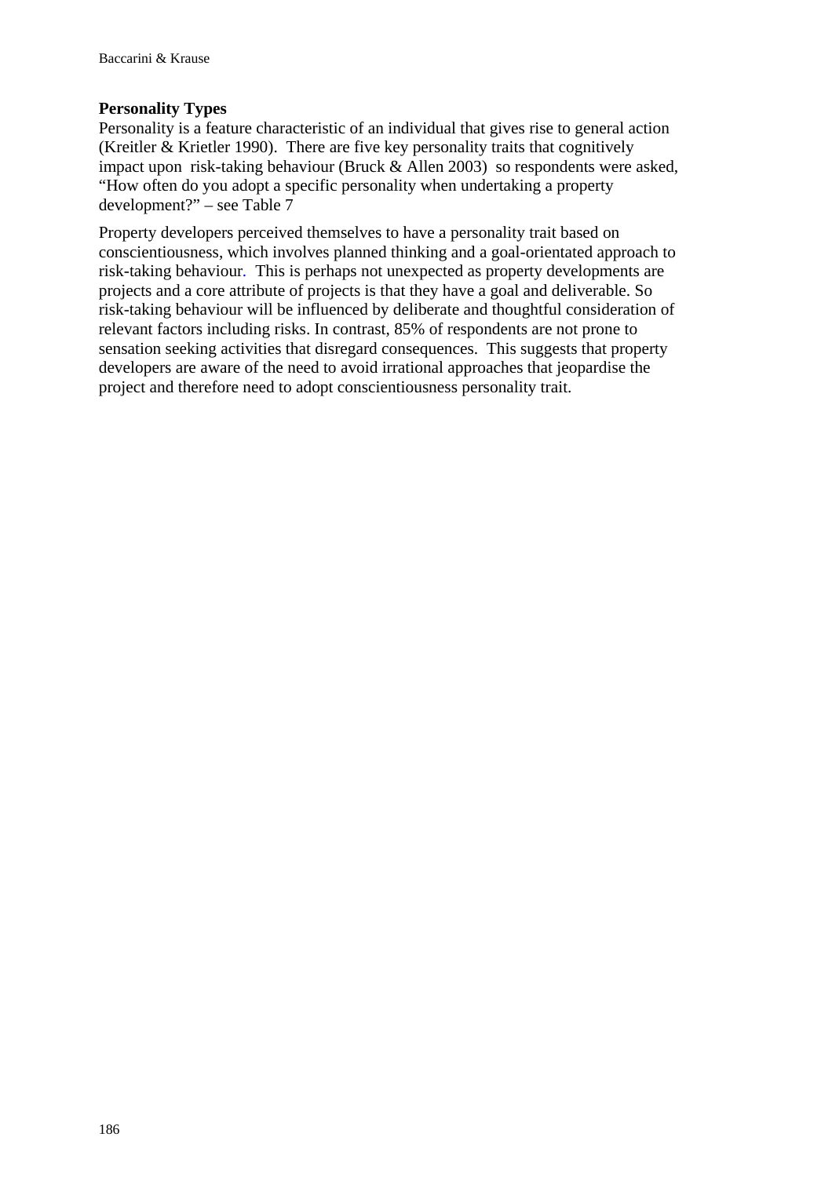**Personality Types**

Personality is a feature characteristic of an individual that gives rise to general action (Kreitler & Krietler 1990). There are five key personality traits that cognitively impact upon risk-taking behaviour (Bruck & Allen 2003) so respondents were asked, "How often do you adopt a specific personality when undertaking a property development?" – see Table 7

Property developers perceived themselves to have a personality trait based on conscientiousness, which involves planned thinking and a goal-orientated approach to risk-taking behaviour. This is perhaps not unexpected as property developments are projects and a core attribute of projects is that they have a goal and deliverable. So risk-taking behaviour will be influenced by deliberate and thoughtful consideration of relevant factors including risks. In contrast, 85% of respondents are not prone to sensation seeking activities that disregard consequences. This suggests that property developers are aware of the need to avoid irrational approaches that jeopardise the project and therefore need to adopt conscientiousness personality trait.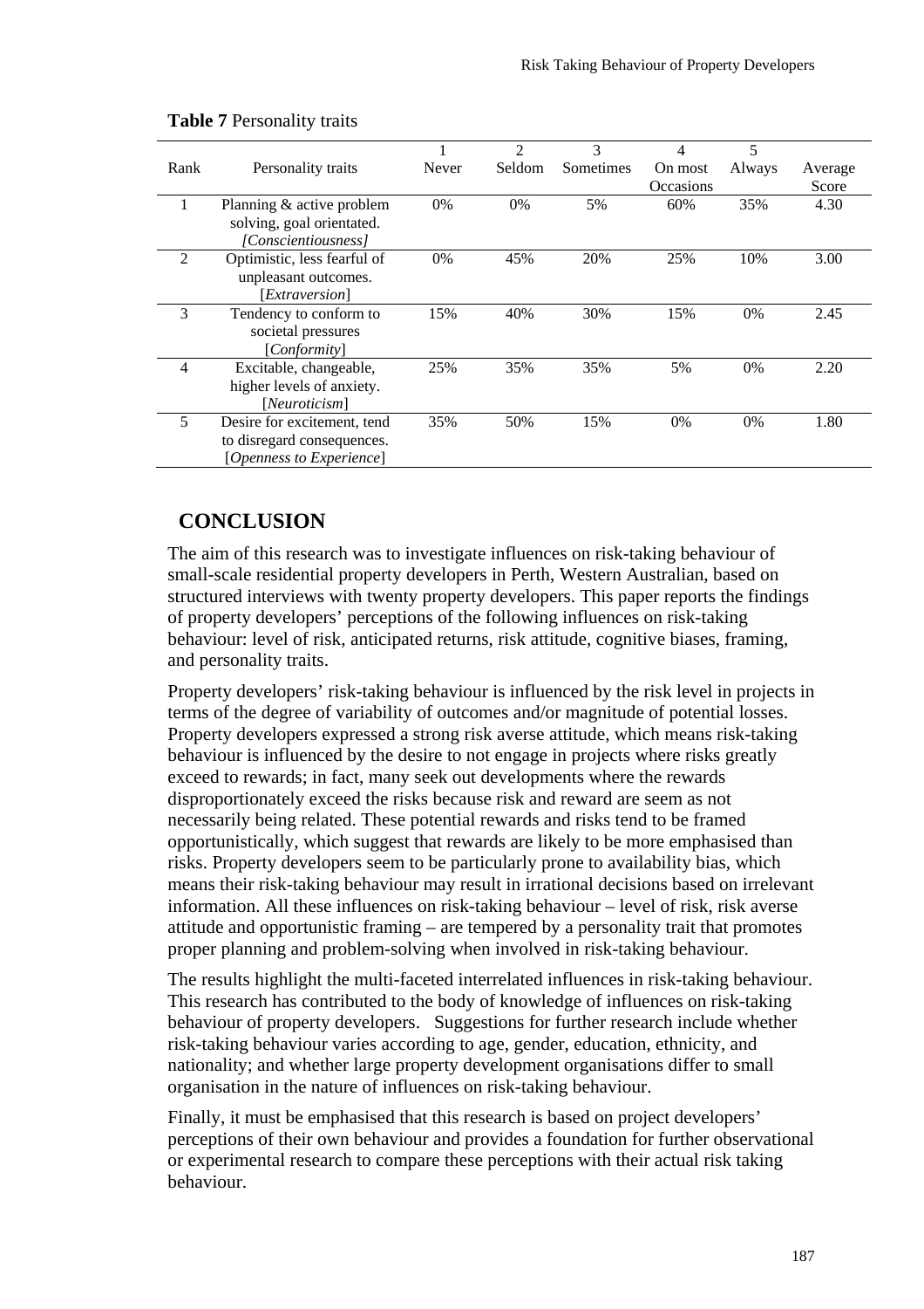**Table 7** Personality traits

| Rank | Personality traits | 1<br>Never | 2<br>Seldom | 3<br>Sometimes | 4<br>On most Occasions | 5<br>Always | Average Score |
|---|---|---|---|---|---|---|---|
| 1 | Planning & active problem solving, goal orientated. *[Conscientiousness]* | 0% | 0% | 5% | 60% | 35% | 4.30 |
| 2 | Optimistic, less fearful of unpleasant outcomes. [*Extraversion*] | 0% | 45% | 20% | 25% | 10% | 3.00 |
| 3 | Tendency to conform to societal pressures [*Conformity*] | 15% | 40% | 30% | 15% | 0% | 2.45 |
| 4 | Excitable, changeable, higher levels of anxiety. [*Neuroticism*] | 25% | 35% | 35% | 5% | 0% | 2.20 |
| 5 | Desire for excitement, tend to disregard consequences. [*Openness to Experience*] | 35% | 50% | 15% | 0% | 0% | 1.80 |

## CONCLUSION

The aim of this research was to investigate influences on risk-taking behaviour of small-scale residential property developers in Perth, Western Australian, based on structured interviews with twenty property developers. This paper reports the findings of property developers' perceptions of the following influences on risk-taking behaviour: level of risk, anticipated returns, risk attitude, cognitive biases, framing, and personality traits.

Property developers' risk-taking behaviour is influenced by the risk level in projects in terms of the degree of variability of outcomes and/or magnitude of potential losses. Property developers expressed a strong risk averse attitude, which means risk-taking behaviour is influenced by the desire to not engage in projects where risks greatly exceed to rewards; in fact, many seek out developments where the rewards disproportionately exceed the risks because risk and reward are seem as not necessarily being related. These potential rewards and risks tend to be framed opportunistically, which suggest that rewards are likely to be more emphasised than risks. Property developers seem to be particularly prone to availability bias, which means their risk-taking behaviour may result in irrational decisions based on irrelevant information. All these influences on risk-taking behaviour – level of risk, risk averse attitude and opportunistic framing – are tempered by a personality trait that promotes proper planning and problem-solving when involved in risk-taking behaviour.

The results highlight the multi-faceted interrelated influences in risk-taking behaviour. This research has contributed to the body of knowledge of influences on risk-taking behaviour of property developers. Suggestions for further research include whether risk-taking behaviour varies according to age, gender, education, ethnicity, and nationality; and whether large property development organisations differ to small organisation in the nature of influences on risk-taking behaviour.

Finally, it must be emphasised that this research is based on project developers' perceptions of their own behaviour and provides a foundation for further observational or experimental research to compare these perceptions with their actual risk taking behaviour.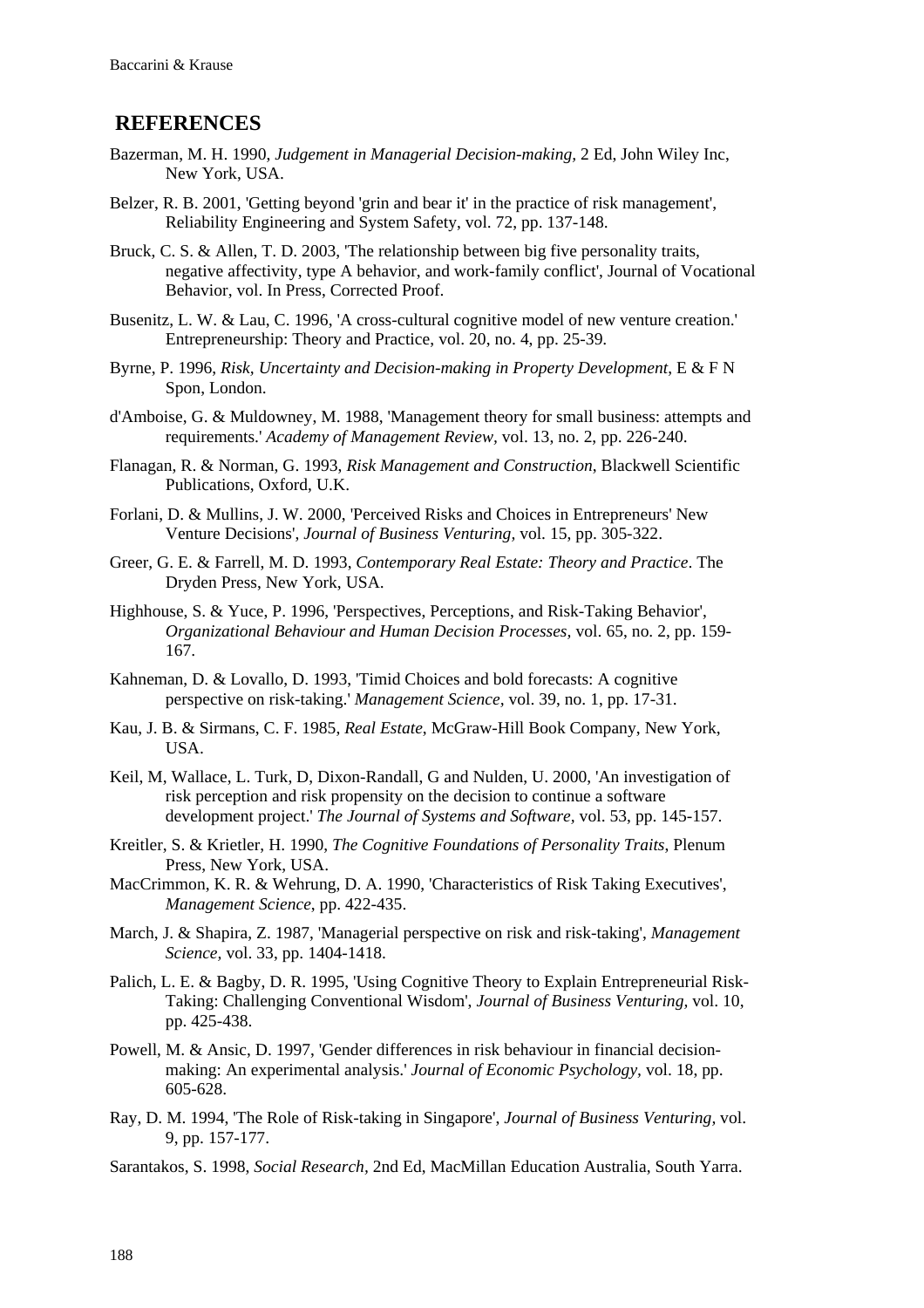## REFERENCES

Bazerman, M. H. 1990, *Judgement in Managerial Decision-making*, 2 Ed, John Wiley Inc, New York, USA.

Belzer, R. B. 2001, 'Getting beyond 'grin and bear it' in the practice of risk management', Reliability Engineering and System Safety, vol. 72, pp. 137-148.

Bruck, C. S. & Allen, T. D. 2003, 'The relationship between big five personality traits, negative affectivity, type A behavior, and work-family conflict', Journal of Vocational Behavior, vol. In Press, Corrected Proof.

Busenitz, L. W. & Lau, C. 1996, 'A cross-cultural cognitive model of new venture creation.' Entrepreneurship: Theory and Practice, vol. 20, no. 4, pp. 25-39.

Byrne, P. 1996, *Risk, Uncertainty and Decision-making in Property Development*, E & F N Spon, London.

d'Amboise, G. & Muldowney, M. 1988, 'Management theory for small business: attempts and requirements.' *Academy of Management Review*, vol. 13, no. 2, pp. 226-240.

Flanagan, R. & Norman, G. 1993, *Risk Management and Construction*, Blackwell Scientific Publications, Oxford, U.K.

Forlani, D. & Mullins, J. W. 2000, 'Perceived Risks and Choices in Entrepreneurs' New Venture Decisions', *Journal of Business Venturing*, vol. 15, pp. 305-322.

Greer, G. E. & Farrell, M. D. 1993, *Contemporary Real Estate: Theory and Practice*. The Dryden Press, New York, USA.

Highhouse, S. & Yuce, P. 1996, 'Perspectives, Perceptions, and Risk-Taking Behavior', *Organizational Behaviour and Human Decision Processes*, vol. 65, no. 2, pp. 159-167.

Kahneman, D. & Lovallo, D. 1993, 'Timid Choices and bold forecasts: A cognitive perspective on risk-taking.' *Management Science*, vol. 39, no. 1, pp. 17-31.

Kau, J. B. & Sirmans, C. F. 1985, *Real Estate*, McGraw-Hill Book Company, New York, USA.

Keil, M, Wallace, L. Turk, D, Dixon-Randall, G and Nulden, U. 2000, 'An investigation of risk perception and risk propensity on the decision to continue a software development project.' *The Journal of Systems and Software*, vol. 53, pp. 145-157.

Kreitler, S. & Krietler, H. 1990, *The Cognitive Foundations of Personality Traits*, Plenum Press, New York, USA.

MacCrimmon, K. R. & Wehrung, D. A. 1990, 'Characteristics of Risk Taking Executives', *Management Science*, pp. 422-435.

March, J. & Shapira, Z. 1987, 'Managerial perspective on risk and risk-taking', *Management Science*, vol. 33, pp. 1404-1418.

Palich, L. E. & Bagby, D. R. 1995, 'Using Cognitive Theory to Explain Entrepreneurial Risk-Taking: Challenging Conventional Wisdom', *Journal of Business Venturing*, vol. 10, pp. 425-438.

Powell, M. & Ansic, D. 1997, 'Gender differences in risk behaviour in financial decision-making: An experimental analysis.' *Journal of Economic Psychology*, vol. 18, pp. 605-628.

Ray, D. M. 1994, 'The Role of Risk-taking in Singapore', *Journal of Business Venturing*, vol. 9, pp. 157-177.

Sarantakos, S. 1998, *Social Research*, 2nd Ed, MacMillan Education Australia, South Yarra.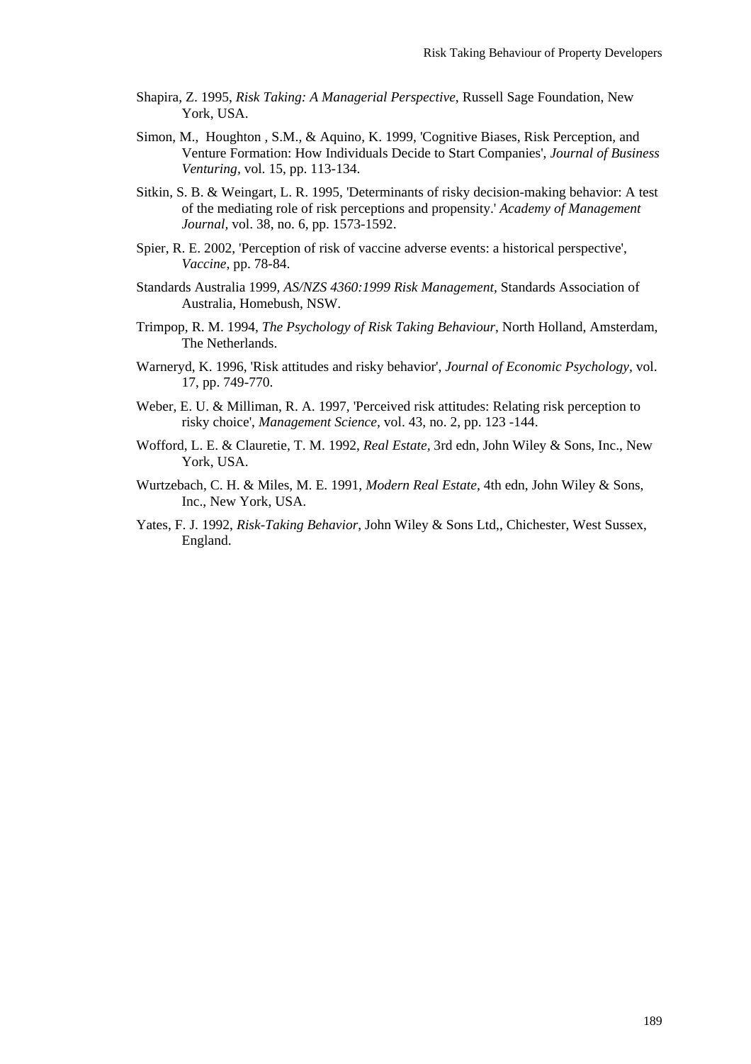Shapira, Z. 1995, *Risk Taking: A Managerial Perspective*, Russell Sage Foundation, New York, USA.

Simon, M., Houghton , S.M., & Aquino, K. 1999, 'Cognitive Biases, Risk Perception, and Venture Formation: How Individuals Decide to Start Companies', *Journal of Business Venturing*, vol. 15, pp. 113-134.

Sitkin, S. B. & Weingart, L. R. 1995, 'Determinants of risky decision-making behavior: A test of the mediating role of risk perceptions and propensity.' *Academy of Management Journal*, vol. 38, no. 6, pp. 1573-1592.

Spier, R. E. 2002, 'Perception of risk of vaccine adverse events: a historical perspective', *Vaccine*, pp. 78-84.

Standards Australia 1999, *AS/NZS 4360:1999 Risk Management*, Standards Association of Australia, Homebush, NSW.

Trimpop, R. M. 1994, *The Psychology of Risk Taking Behaviour*, North Holland, Amsterdam, The Netherlands.

Warneryd, K. 1996, 'Risk attitudes and risky behavior', *Journal of Economic Psychology*, vol. 17, pp. 749-770.

Weber, E. U. & Milliman, R. A. 1997, 'Perceived risk attitudes: Relating risk perception to risky choice', *Management Science*, vol. 43, no. 2, pp. 123 -144.

Wofford, L. E. & Clauretie, T. M. 1992, *Real Estate*, 3rd edn, John Wiley & Sons, Inc., New York, USA.

Wurtzebach, C. H. & Miles, M. E. 1991, *Modern Real Estate*, 4th edn, John Wiley & Sons, Inc., New York, USA.

Yates, F. J. 1992, *Risk-Taking Behavior*, John Wiley & Sons Ltd,, Chichester, West Sussex, England.